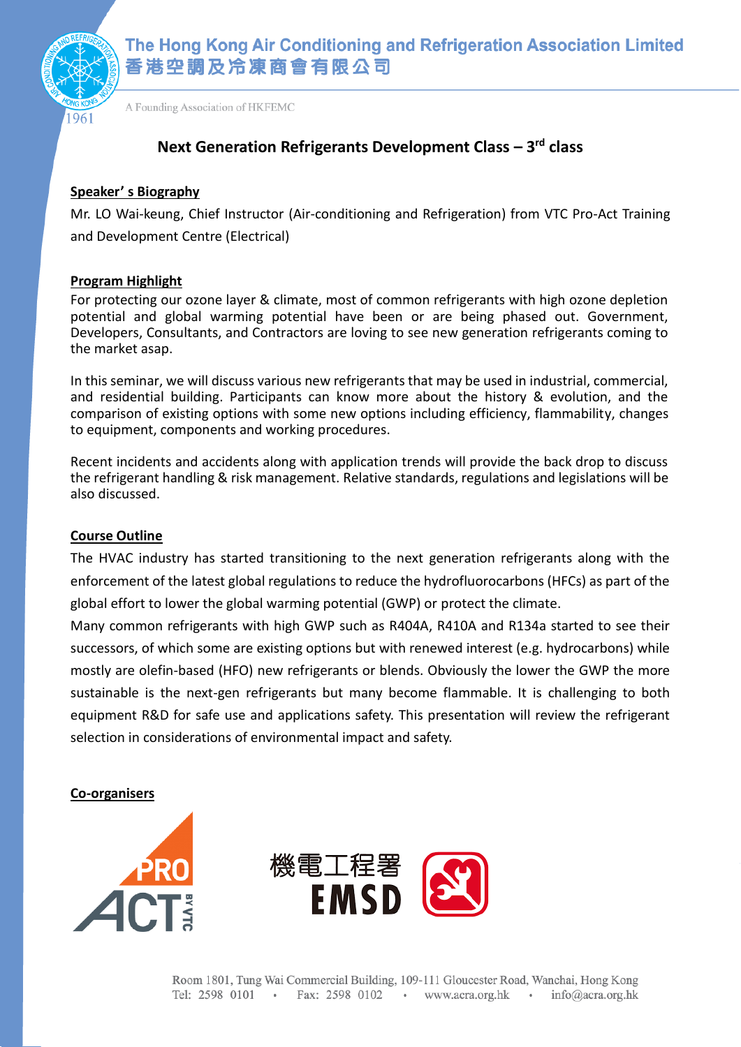# The Hong Kong Air Conditioning and Refrigeration Association Limited

香港空調及冷凍商會有限公司

A Founding Association of HKFEMC

## Next Generation Refrigerants Development Class – 3rd class

**Speaker' s Biography**

Mr. LO Wai-keung, Chief Instructor (Air-conditioning and Refrigeration) from VTC Pro-Act Training and Development Centre (Electrical)

**Program Highlight**

For protecting our ozone layer & climate, most of common refrigerants with high ozone depletion potential and global warming potential have been or are being phased out. Government, Developers, Consultants, and Contractors are loving to see new generation refrigerants coming to the market asap.

In this seminar, we will discuss various new refrigerants that may be used in industrial, commercial, and residential building. Participants can know more about the history & evolution, and the comparison of existing options with some new options including efficiency, flammability, changes to equipment, components and working procedures.

Recent incidents and accidents along with application trends will provide the back drop to discuss the refrigerant handling & risk management. Relative standards, regulations and legislations will be also discussed.

**Course Outline**

The HVAC industry has started transitioning to the next generation refrigerants along with the enforcement of the latest global regulations to reduce the hydrofluorocarbons (HFCs) as part of the global effort to lower the global warming potential (GWP) or protect the climate.

Many common refrigerants with high GWP such as R404A, R410A and R134a started to see their successors, of which some are existing options but with renewed interest (e.g. hydrocarbons) while mostly are olefin-based (HFO) new refrigerants or blends. Obviously the lower the GWP the more sustainable is the next-gen refrigerants but many become flammable. It is challenging to both equipment R&D for safe use and applications safety. This presentation will review the refrigerant selection in considerations of environmental impact and safety.

**Co-organisers**

PRO ACT BY VTC

機電工程署 EMSD

Room 1801, Tung Wai Commercial Building, 109-111 Gloucester Road, Wanchai, Hong Kong
Tel: 2598 0101 • Fax: 2598 0102 • www.acra.org.hk • info@acra.org.hk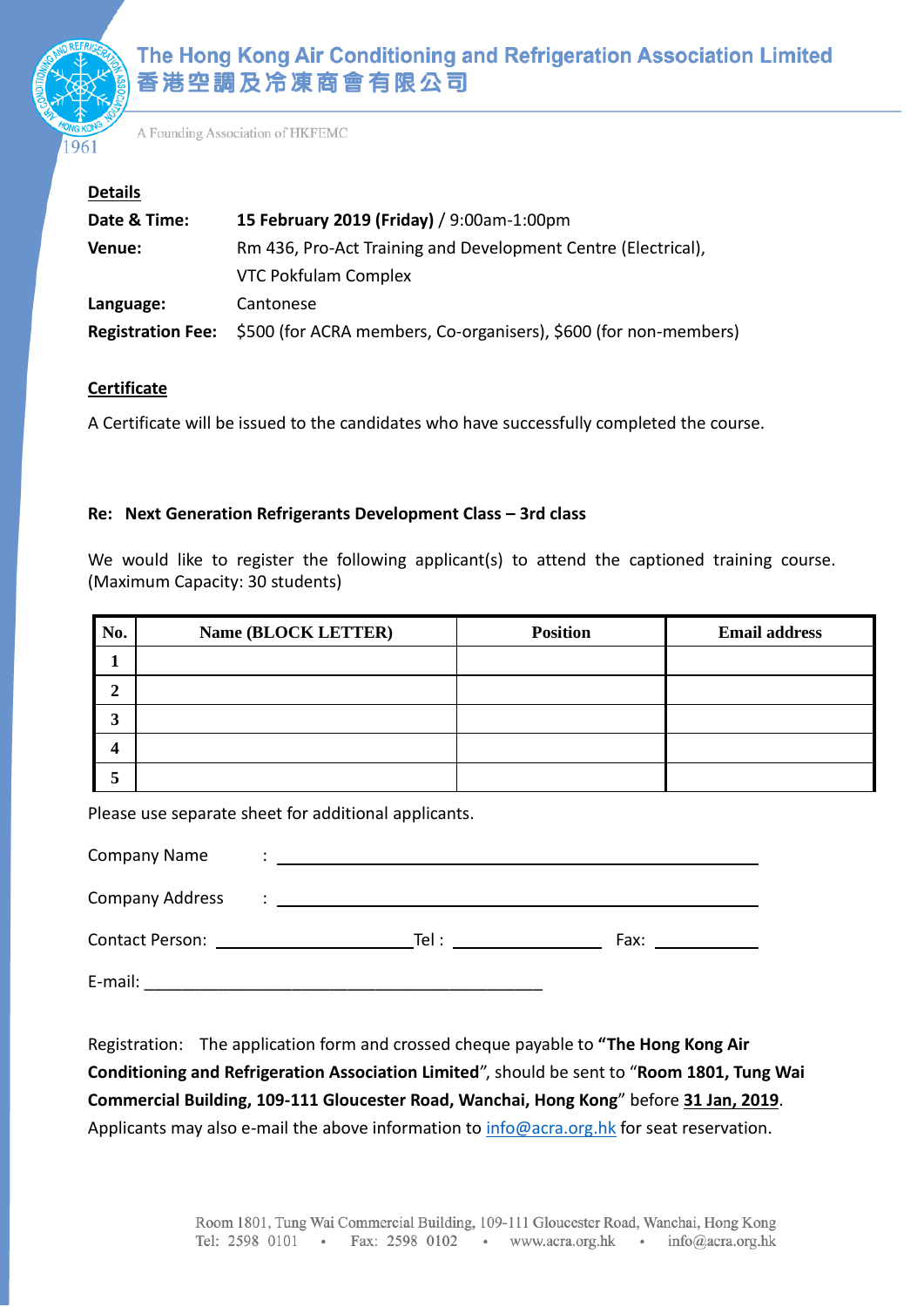**Details**

**Date & Time:** **15 February 2019 (Friday)** / 9:00am-1:00pm

**Venue:** Rm 436, Pro-Act Training and Development Centre (Electrical), VTC Pokfulam Complex

**Language:** Cantonese

**Registration Fee:** $500 (for ACRA members, Co-organisers), $600 (for non-members)

**Certificate**

A Certificate will be issued to the candidates who have successfully completed the course.

**Re: Next Generation Refrigerants Development Class – 3rd class**

We would like to register the following applicant(s) to attend the captioned training course. (Maximum Capacity: 30 students)

| No. | Name (BLOCK LETTER) | Position | Email address |
|---|---|---|---|
| 1 | | | |
| 2 | | | |
| 3 | | | |
| 4 | | | |
| 5 | | | |

Please use separate sheet for additional applicants.

Company Name : ______________________________

Company Address : ______________________________

Contact Person: ____________________ Tel : ______________ Fax: __________

E-mail: ______________________________________

Registration: The application form and crossed cheque payable to **"The Hong Kong Air Conditioning and Refrigeration Association Limited"**, should be sent to "**Room 1801, Tung Wai Commercial Building, 109-111 Gloucester Road, Wanchai, Hong Kong**" before **31 Jan, 2019**. Applicants may also e-mail the above information to info@acra.org.hk for seat reservation.